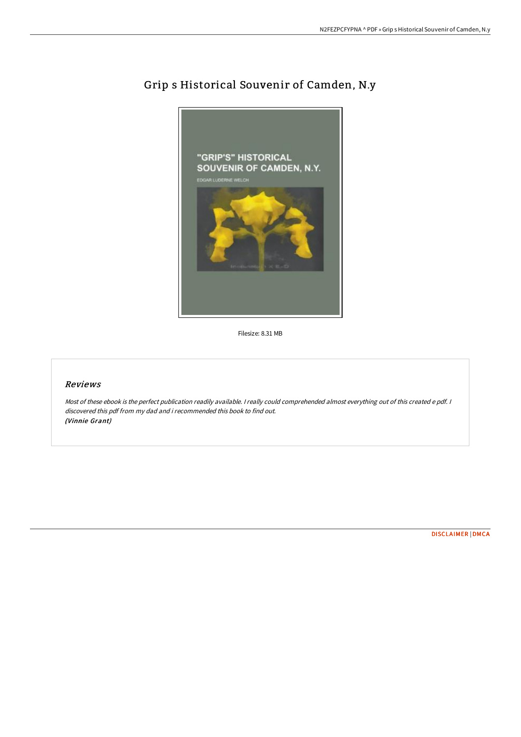# Grip s Historical Souvenir of Camden, N.y

Filesize: 8.31 MB

## Reviews

*Most of these ebook is the perfect publication readily available. I really could comprehended almost everything out of this created e pdf. I discovered this pdf from my dad and i recommended this book to find out.*
*(Vinnie Grant)*

DISCLAIMER | DMCA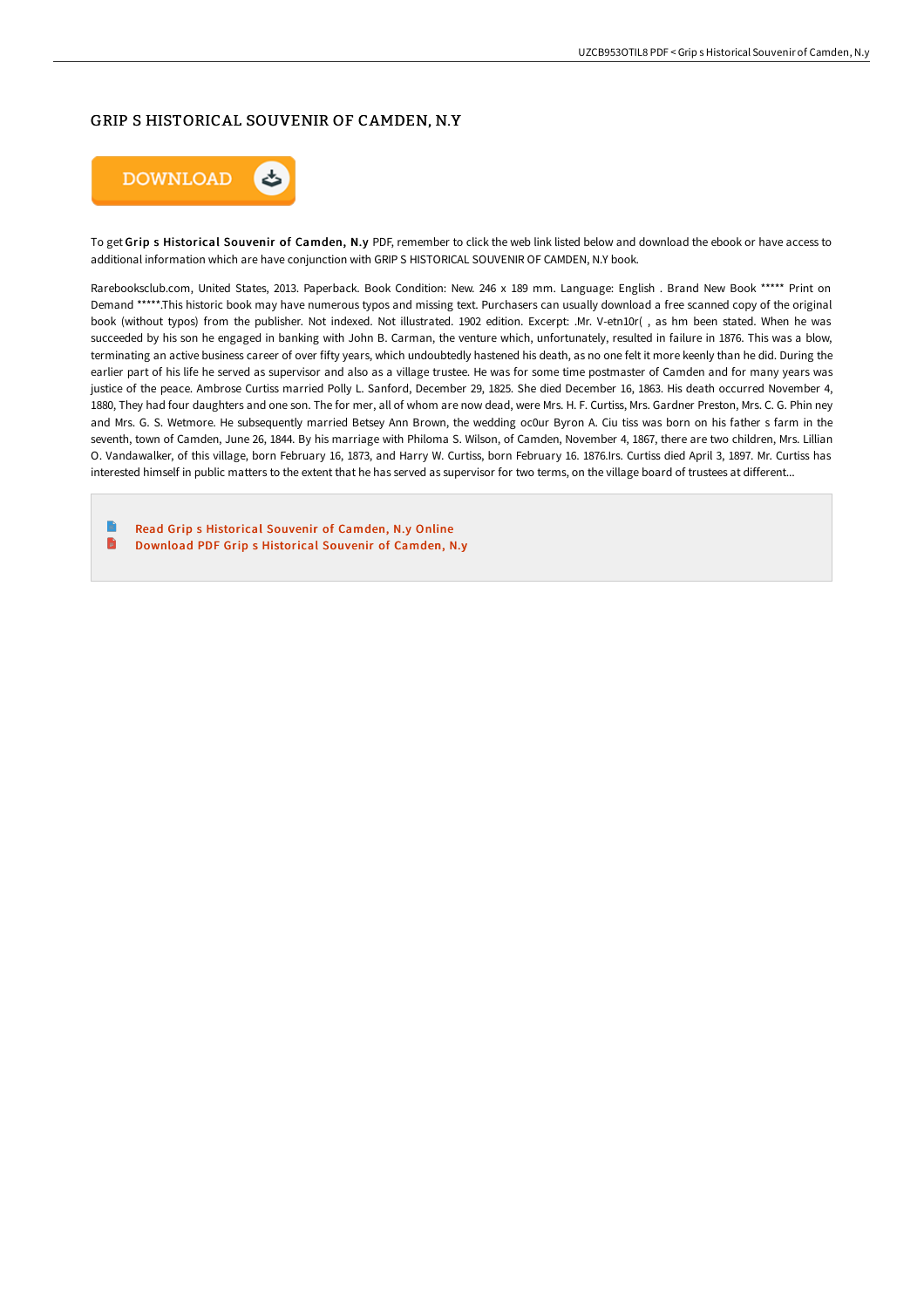# GRIP S HISTORICAL SOUVENIR OF CAMDEN, N.Y

DOWNLOAD

To get **Grip s Historical Souvenir of Camden, N.y** PDF, remember to click the web link listed below and download the ebook or have access to additional information which are have conjunction with GRIP S HISTORICAL SOUVENIR OF CAMDEN, N.Y book.

Rarebooksclub.com, United States, 2013. Paperback. Book Condition: New. 246 x 189 mm. Language: English . Brand New Book ***** Print on Demand *****.This historic book may have numerous typos and missing text. Purchasers can usually download a free scanned copy of the original book (without typos) from the publisher. Not indexed. Not illustrated. 1902 edition. Excerpt: .Mr. V-etn10r( , as hm been stated. When he was succeeded by his son he engaged in banking with John B. Carman, the venture which, unfortunately, resulted in failure in 1876. This was a blow, terminating an active business career of over fifty years, which undoubtedly hastened his death, as no one felt it more keenly than he did. During the earlier part of his life he served as supervisor and also as a village trustee. He was for some time postmaster of Camden and for many years was justice of the peace. Ambrose Curtiss married Polly L. Sanford, December 29, 1825. She died December 16, 1863. His death occurred November 4, 1880, They had four daughters and one son. The for mer, all of whom are now dead, were Mrs. H. F. Curtiss, Mrs. Gardner Preston, Mrs. C. G. Phin ney and Mrs. G. S. Wetmore. He subsequently married Betsey Ann Brown, the wedding oc0ur Byron A. Ciu tiss was born on his father s farm in the seventh, town of Camden, June 26, 1844. By his marriage with Philoma S. Wilson, of Camden, November 4, 1867, there are two children, Mrs. Lillian O. Vandawalker, of this village, born February 16, 1873, and Harry W. Curtiss, born February 16. 1876.Irs. Curtiss died April 3, 1897. Mr. Curtiss has interested himself in public matters to the extent that he has served as supervisor for two terms, on the village board of trustees at different...

- Read Grip s Historical Souvenir of Camden, N.y Online
- Download PDF Grip s Historical Souvenir of Camden, N.y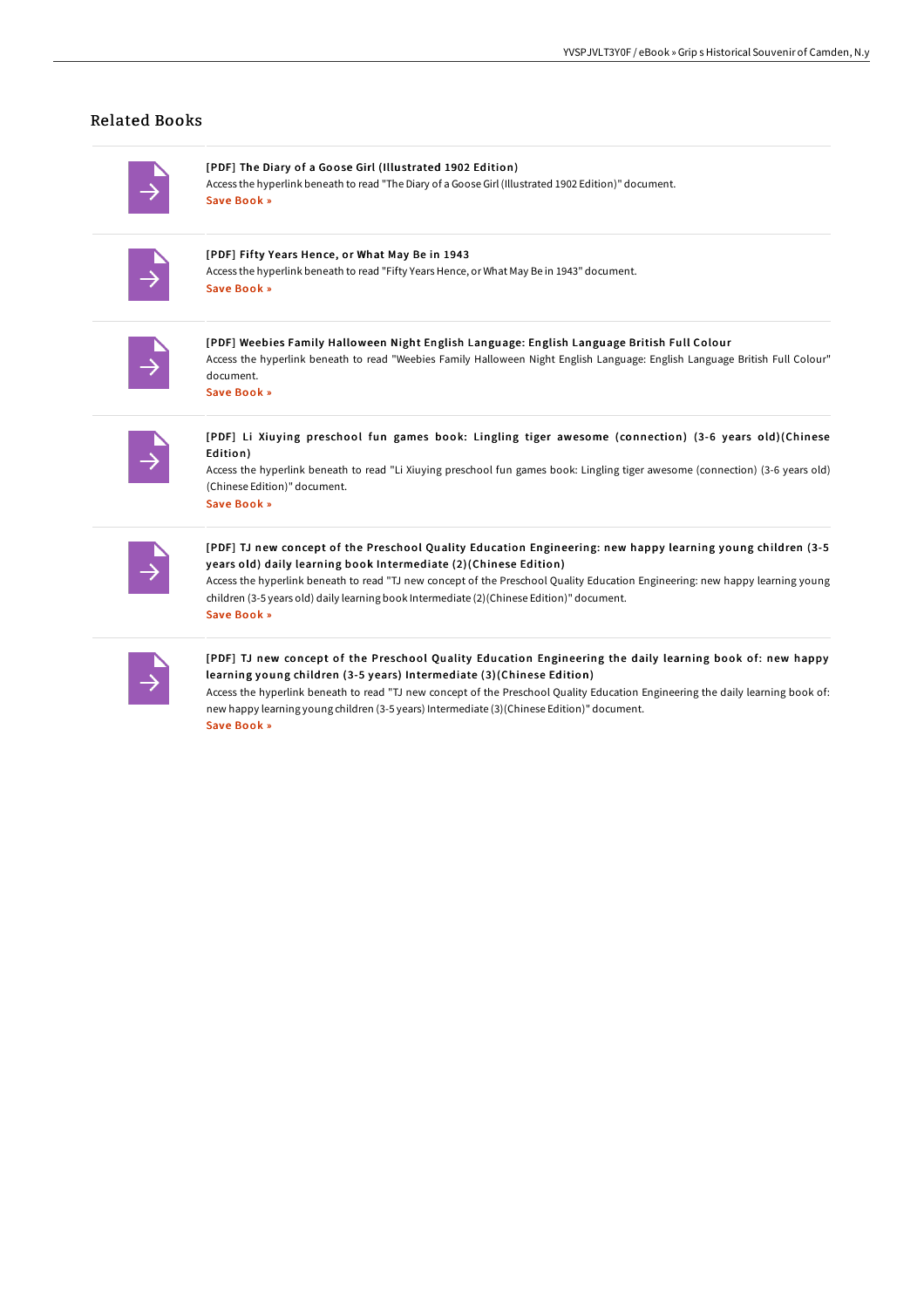## Related Books

**[PDF] The Diary of a Goose Girl (Illustrated 1902 Edition)**
Access the hyperlink beneath to read "The Diary of a Goose Girl (Illustrated 1902 Edition)" document.
Save Book »

**[PDF] Fifty Years Hence, or What May Be in 1943**
Access the hyperlink beneath to read "Fifty Years Hence, or What May Be in 1943" document.
Save Book »

**[PDF] Weebies Family Halloween Night English Language: English Language British Full Colour**
Access the hyperlink beneath to read "Weebies Family Halloween Night English Language: English Language British Full Colour" document.
Save Book »

**[PDF] Li Xiuying preschool fun games book: Lingling tiger awesome (connection) (3-6 years old)(Chinese Edition)**
Access the hyperlink beneath to read "Li Xiuying preschool fun games book: Lingling tiger awesome (connection) (3-6 years old) (Chinese Edition)" document.
Save Book »

**[PDF] TJ new concept of the Preschool Quality Education Engineering: new happy learning young children (3-5 years old) daily learning book Intermediate (2)(Chinese Edition)**
Access the hyperlink beneath to read "TJ new concept of the Preschool Quality Education Engineering: new happy learning young children (3-5 years old) daily learning book Intermediate (2)(Chinese Edition)" document.
Save Book »

**[PDF] TJ new concept of the Preschool Quality Education Engineering the daily learning book of: new happy learning young children (3-5 years) Intermediate (3)(Chinese Edition)**
Access the hyperlink beneath to read "TJ new concept of the Preschool Quality Education Engineering the daily learning book of: new happy learning young children (3-5 years) Intermediate (3)(Chinese Edition)" document.
Save Book »